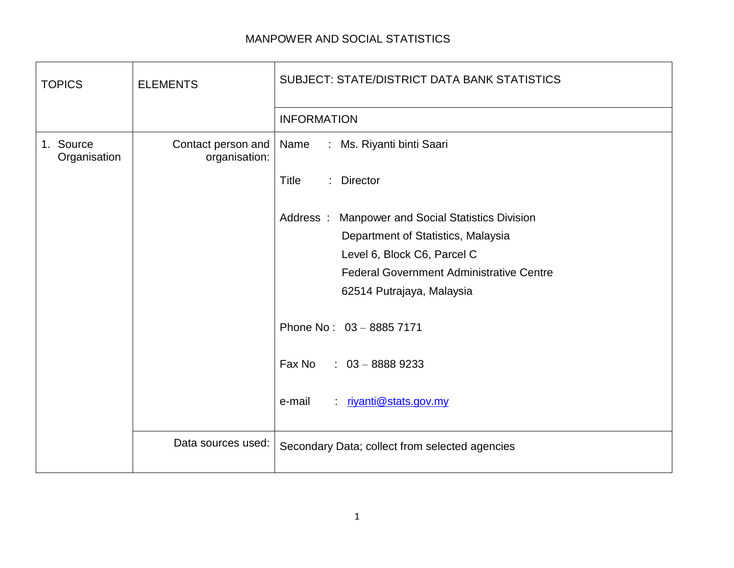# MANPOWER AND SOCIAL STATISTICS

| TOPICS | ELEMENTS | SUBJECT: STATE/DISTRICT DATA BANK STATISTICS |
|---|---|---|
| | | INFORMATION |
| 1. Source Organisation | Contact person and organisation: | Name : Ms. Riyanti binti Saari<br><br>Title : Director<br><br>Address : Manpower and Social Statistics Division<br>Department of Statistics, Malaysia<br>Level 6, Block C6, Parcel C<br>Federal Government Administrative Centre<br>62514 Putrajaya, Malaysia<br><br>Phone No : 03 – 8885 7171<br><br>Fax No : 03 – 8888 9233<br><br>e-mail : riyanti@stats.gov.my |
| | Data sources used: | Secondary Data; collect from selected agencies |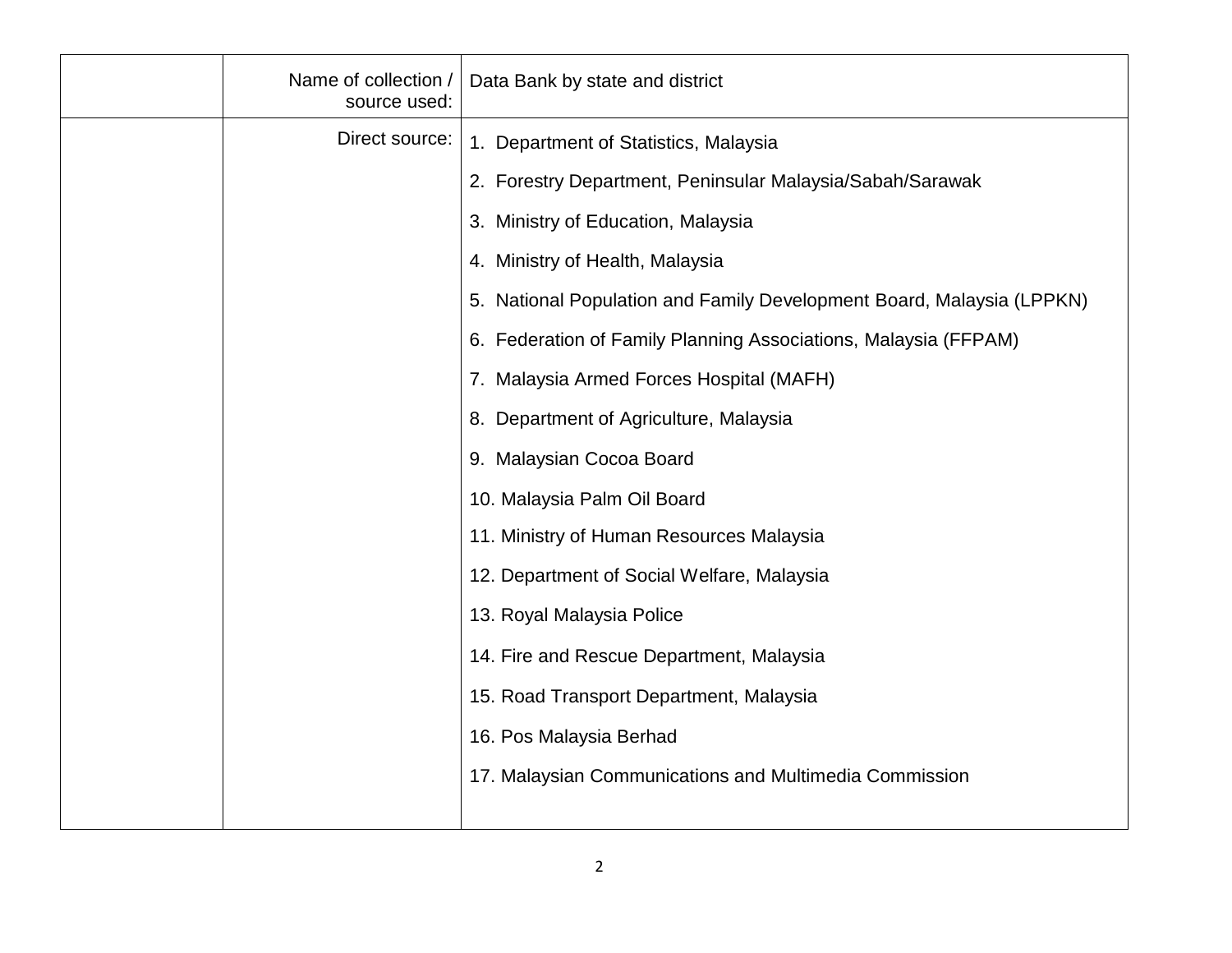|  | Name of collection / source used: | Data Bank by state and district |
|---|---|---|
|  | Direct source: | 1. Department of Statistics, Malaysia<br>2. Forestry Department, Peninsular Malaysia/Sabah/Sarawak<br>3. Ministry of Education, Malaysia<br>4. Ministry of Health, Malaysia<br>5. National Population and Family Development Board, Malaysia (LPPKN)<br>6. Federation of Family Planning Associations, Malaysia (FFPAM)<br>7. Malaysia Armed Forces Hospital (MAFH)<br>8. Department of Agriculture, Malaysia<br>9. Malaysian Cocoa Board<br>10. Malaysia Palm Oil Board<br>11. Ministry of Human Resources Malaysia<br>12. Department of Social Welfare, Malaysia<br>13. Royal Malaysia Police<br>14. Fire and Rescue Department, Malaysia<br>15. Road Transport Department, Malaysia<br>16. Pos Malaysia Berhad<br>17. Malaysian Communications and Multimedia Commission |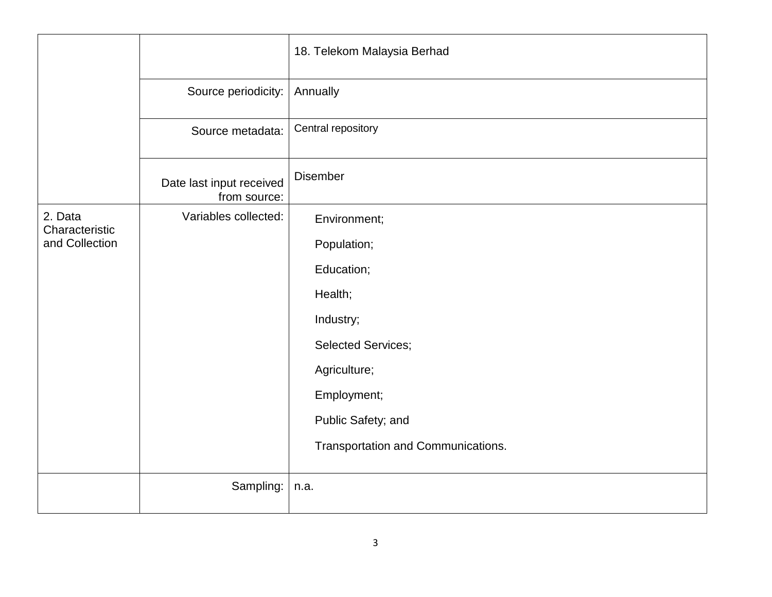| | | |
|---|---|---|
| | | 18. Telekom Malaysia Berhad |
| | Source periodicity: | Annually |
| | Source metadata: | Central repository |
| | Date last input received from source: | Disember |
| 2. Data Characteristic and Collection | Variables collected: | Environment;<br>Population;<br>Education;<br>Health;<br>Industry;<br>Selected Services;<br>Agriculture;<br>Employment;<br>Public Safety; and<br>Transportation and Communications. |
| | Sampling: | n.a. |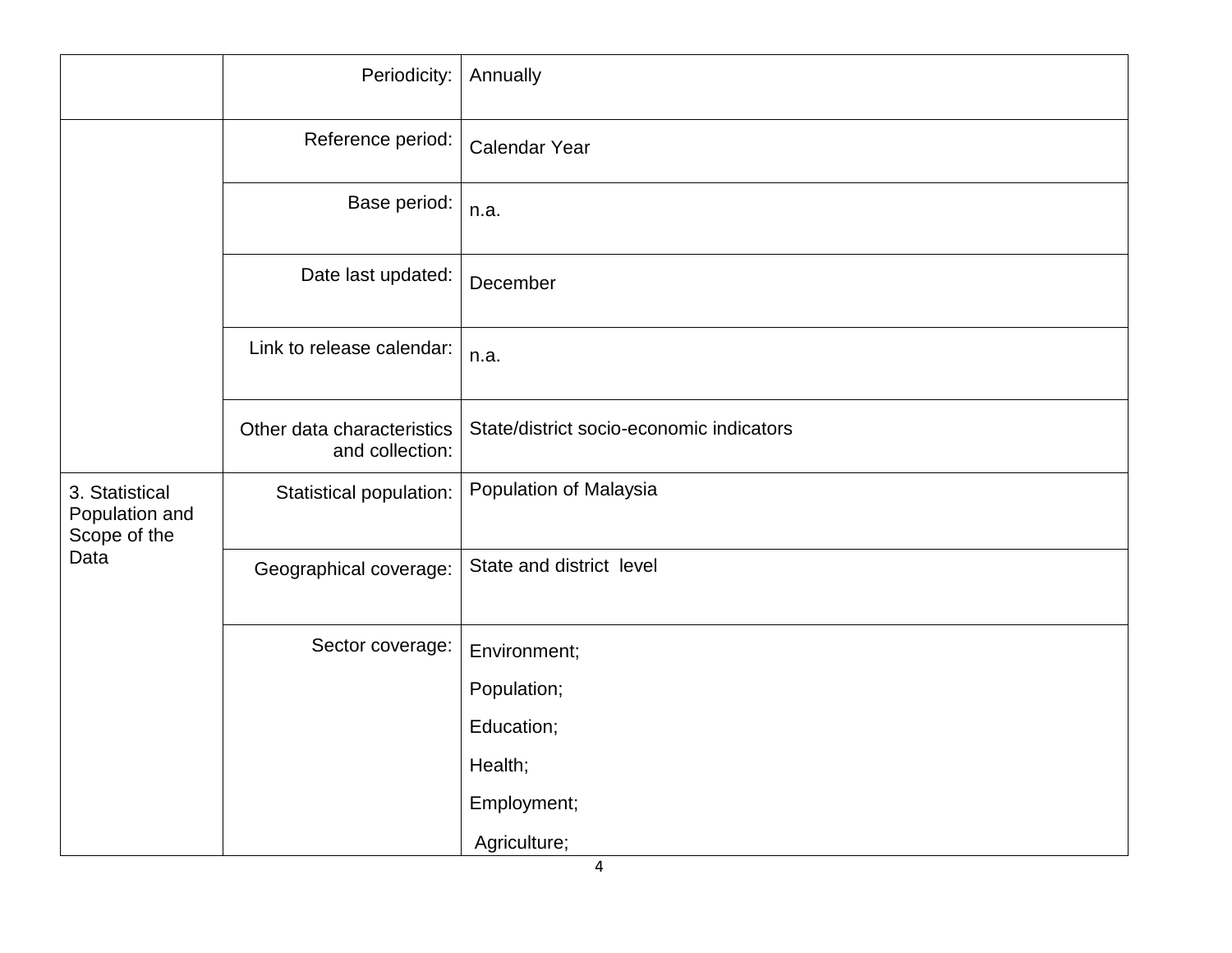| | | |
|---|---|---|
| | Periodicity: | Annually |
| | Reference period: | Calendar Year |
| | Base period: | n.a. |
| | Date last updated: | December |
| | Link to release calendar: | n.a. |
| | Other data characteristics and collection: | State/district socio-economic indicators |
| 3. Statistical Population and Scope of the Data | Statistical population: | Population of Malaysia |
| | Geographical coverage: | State and district level |
| | Sector coverage: | Environment;<br>Population;<br>Education;<br>Health;<br>Employment;<br>Agriculture; |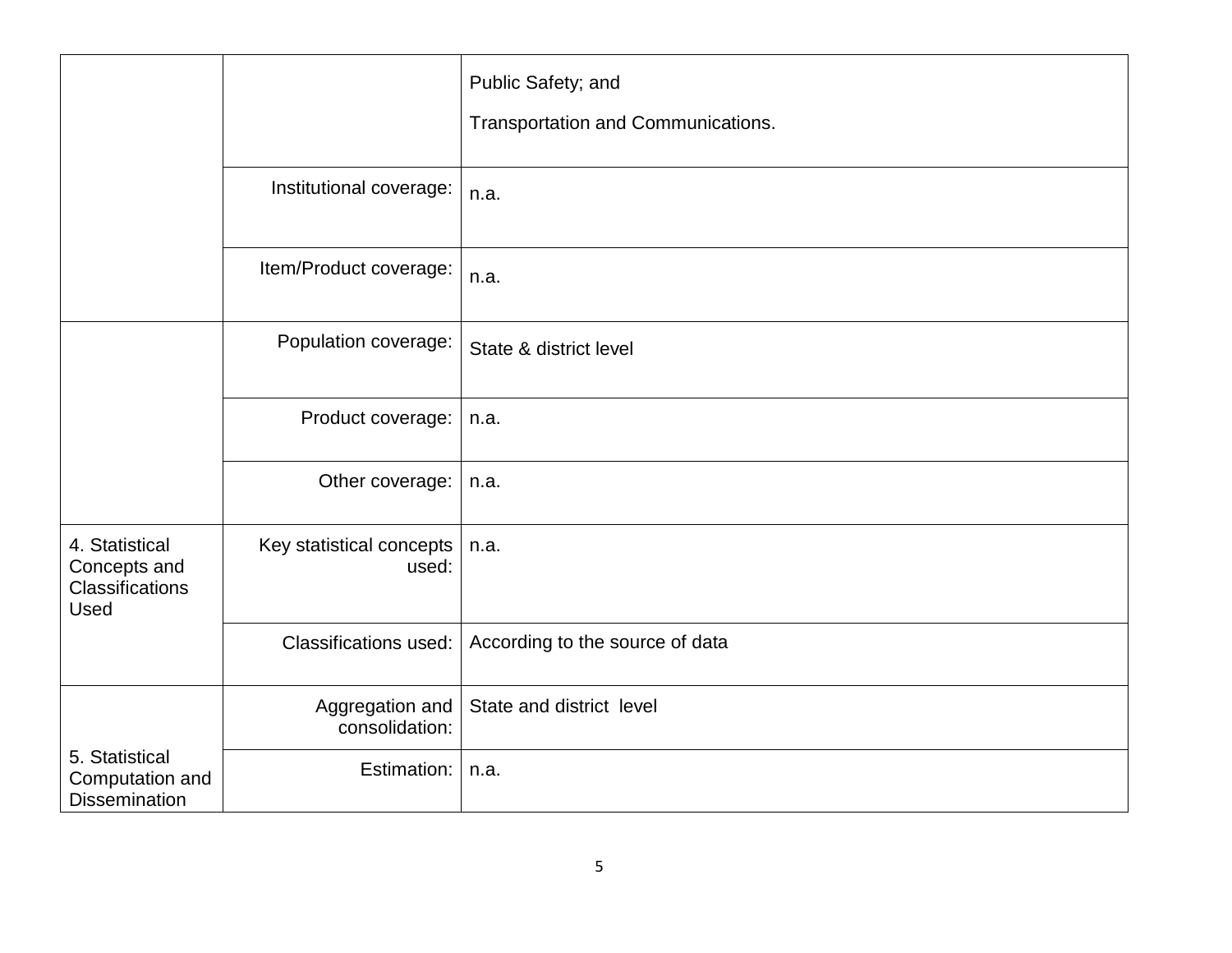| | | |
|---|---|---|
| | | Public Safety; and<br><br>Transportation and Communications. |
| | Institutional coverage: | n.a. |
| | Item/Product coverage: | n.a. |
| | Population coverage: | State & district level |
| | Product coverage: | n.a. |
| | Other coverage: | n.a. |
| 4. Statistical Concepts and Classifications Used | Key statistical concepts used: | n.a. |
| | Classifications used: | According to the source of data |
| 5. Statistical Computation and Dissemination | Aggregation and consolidation: | State and district level |
| | Estimation: | n.a. |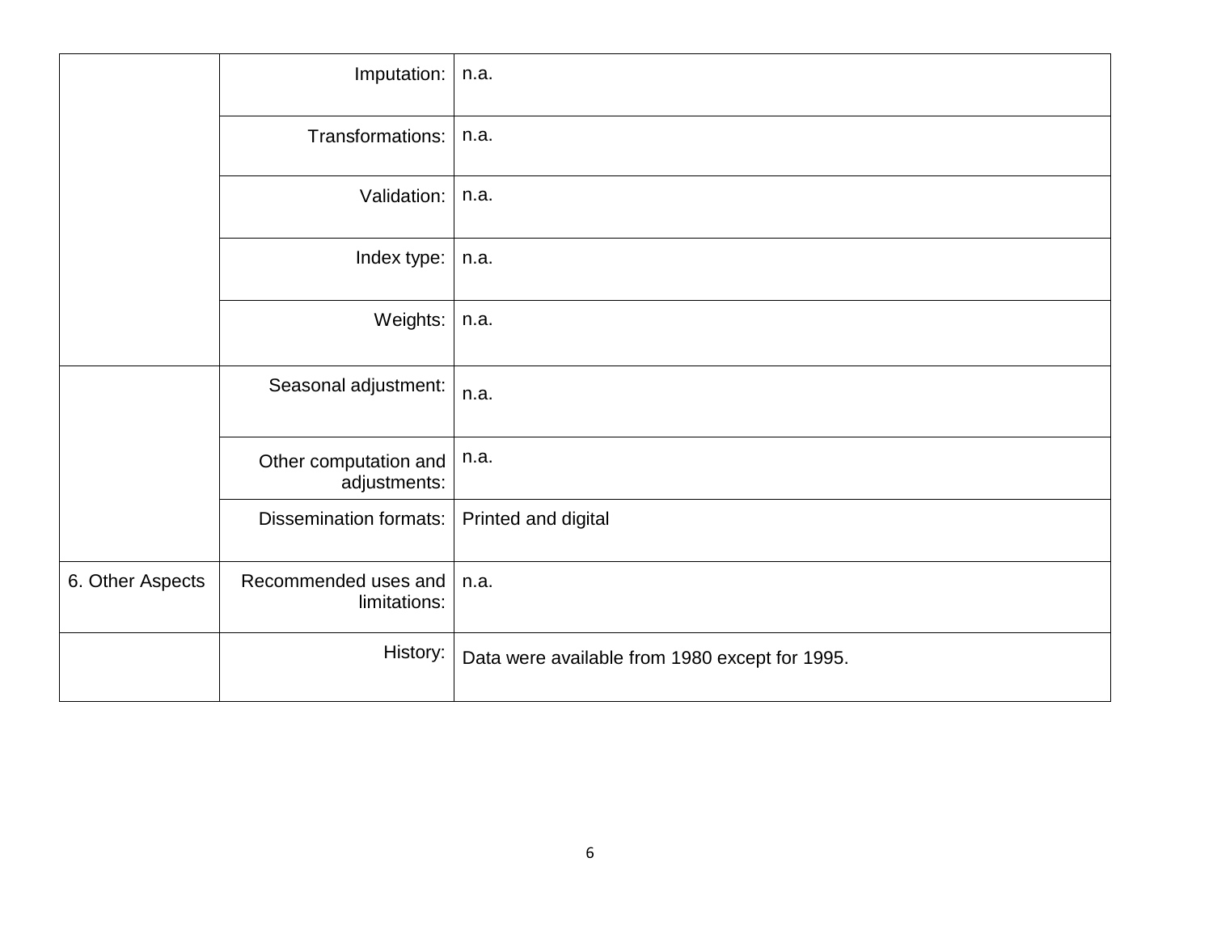| | | |
|---|---|---|
| | Imputation: | n.a. |
| | Transformations: | n.a. |
| | Validation: | n.a. |
| | Index type: | n.a. |
| | Weights: | n.a. |
| | Seasonal adjustment: | n.a. |
| | Other computation and adjustments: | n.a. |
| | Dissemination formats: | Printed and digital |
| 6. Other Aspects | Recommended uses and limitations: | n.a. |
| | History: | Data were available from 1980 except for 1995. |